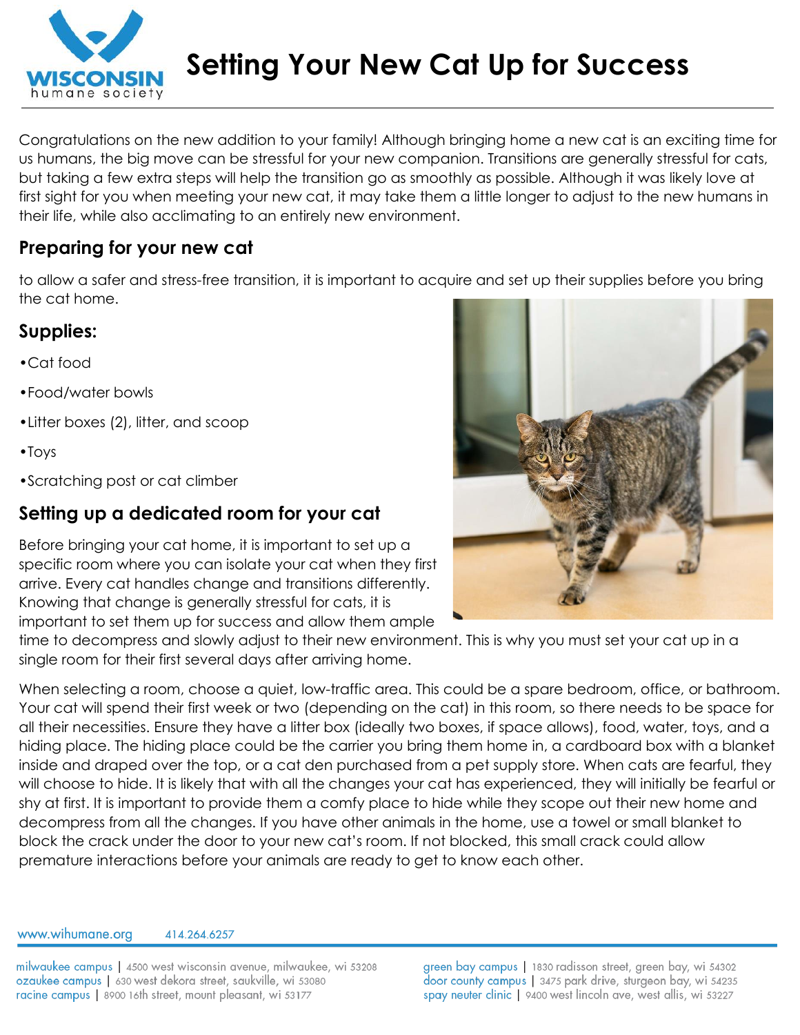# Setting Your New Cat Up for Success

Congratulations on the new addition to your family! Although bringing home a new cat is an exciting time for us humans, the big move can be stressful for your new companion. Transitions are generally stressful for cats, but taking a few extra steps will help the transition go as smoothly as possible. Although it was likely love at first sight for you when meeting your new cat, it may take them a little longer to adjust to the new humans in their life, while also acclimating to an entirely new environment.

## Preparing for your new cat

to allow a safer and stress-free transition, it is important to acquire and set up their supplies before you bring the cat home.

### Supplies:

- Cat food
- Food/water bowls
- Litter boxes (2), litter, and scoop
- Toys
- Scratching post or cat climber

## Setting up a dedicated room for your cat

Before bringing your cat home, it is important to set up a specific room where you can isolate your cat when they first arrive. Every cat handles change and transitions differently. Knowing that change is generally stressful for cats, it is important to set them up for success and allow them ample time to decompress and slowly adjust to their new environment. This is why you must set your cat up in a single room for their first several days after arriving home.

When selecting a room, choose a quiet, low-traffic area. This could be a spare bedroom, office, or bathroom. Your cat will spend their first week or two (depending on the cat) in this room, so there needs to be space for all their necessities. Ensure they have a litter box (ideally two boxes, if space allows), food, water, toys, and a hiding place. The hiding place could be the carrier you bring them home in, a cardboard box with a blanket inside and draped over the top, or a cat den purchased from a pet supply store. When cats are fearful, they will choose to hide. It is likely that with all the changes your cat has experienced, they will initially be fearful or shy at first. It is important to provide them a comfy place to hide while they scope out their new home and decompress from all the changes. If you have other animals in the home, use a towel or small blanket to block the crack under the door to your new cat's room. If not blocked, this small crack could allow premature interactions before your animals are ready to get to know each other.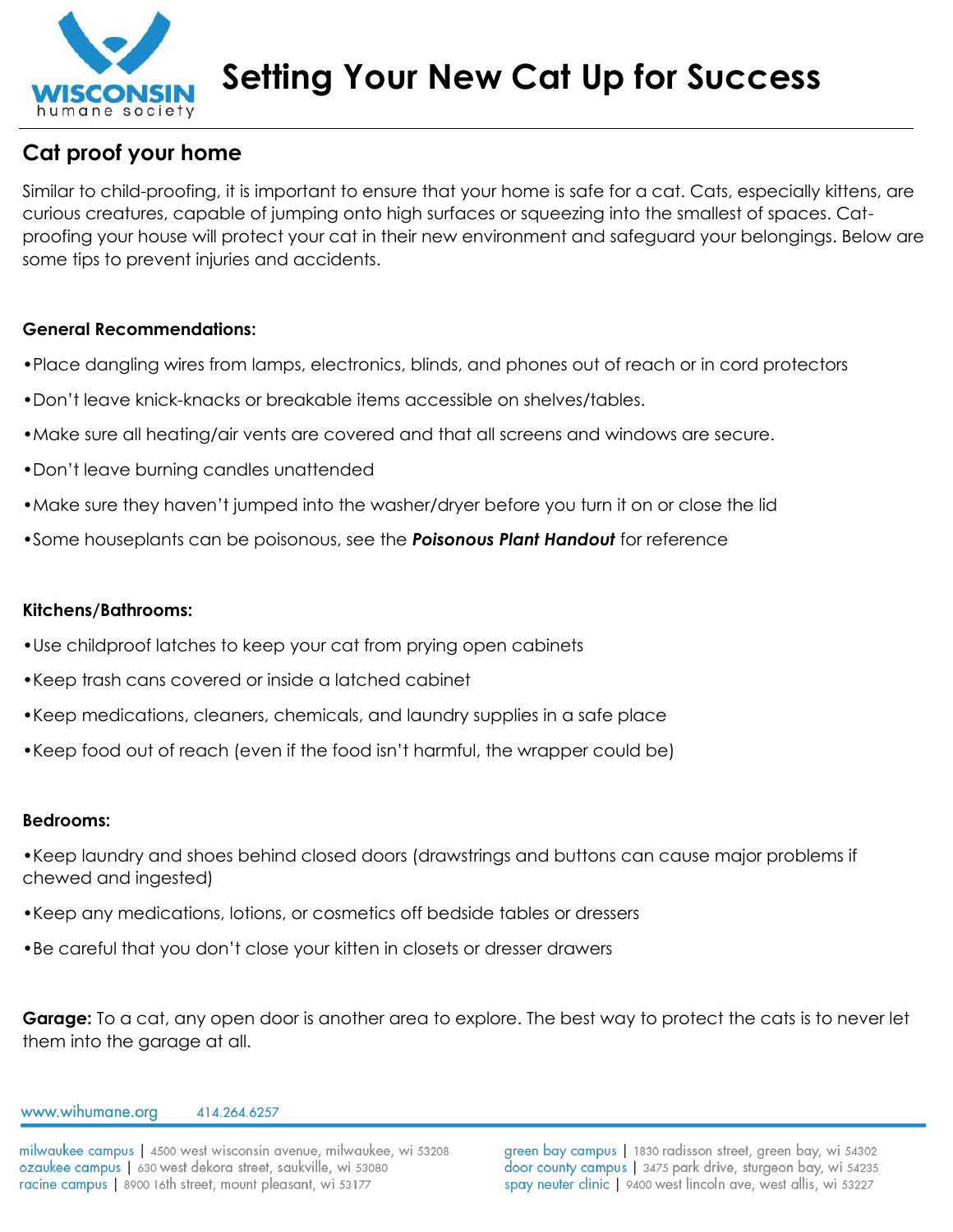# Setting Your New Cat Up for Success

## Cat proof your home

Similar to child-proofing, it is important to ensure that your home is safe for a cat. Cats, especially kittens, are curious creatures, capable of jumping onto high surfaces or squeezing into the smallest of spaces. Cat-proofing your house will protect your cat in their new environment and safeguard your belongings. Below are some tips to prevent injuries and accidents.

**General Recommendations:**

- Place dangling wires from lamps, electronics, blinds, and phones out of reach or in cord protectors
- Don't leave knick-knacks or breakable items accessible on shelves/tables.
- Make sure all heating/air vents are covered and that all screens and windows are secure.
- Don't leave burning candles unattended
- Make sure they haven't jumped into the washer/dryer before you turn it on or close the lid
- Some houseplants can be poisonous, see the ***Poisonous Plant Handout*** for reference

**Kitchens/Bathrooms:**

- Use childproof latches to keep your cat from prying open cabinets
- Keep trash cans covered or inside a latched cabinet
- Keep medications, cleaners, chemicals, and laundry supplies in a safe place
- Keep food out of reach (even if the food isn't harmful, the wrapper could be)

**Bedrooms:**

- Keep laundry and shoes behind closed doors (drawstrings and buttons can cause major problems if chewed and ingested)
- Keep any medications, lotions, or cosmetics off bedside tables or dressers
- Be careful that you don't close your kitten in closets or dresser drawers

**Garage:** To a cat, any open door is another area to explore. The best way to protect the cats is to never let them into the garage at all.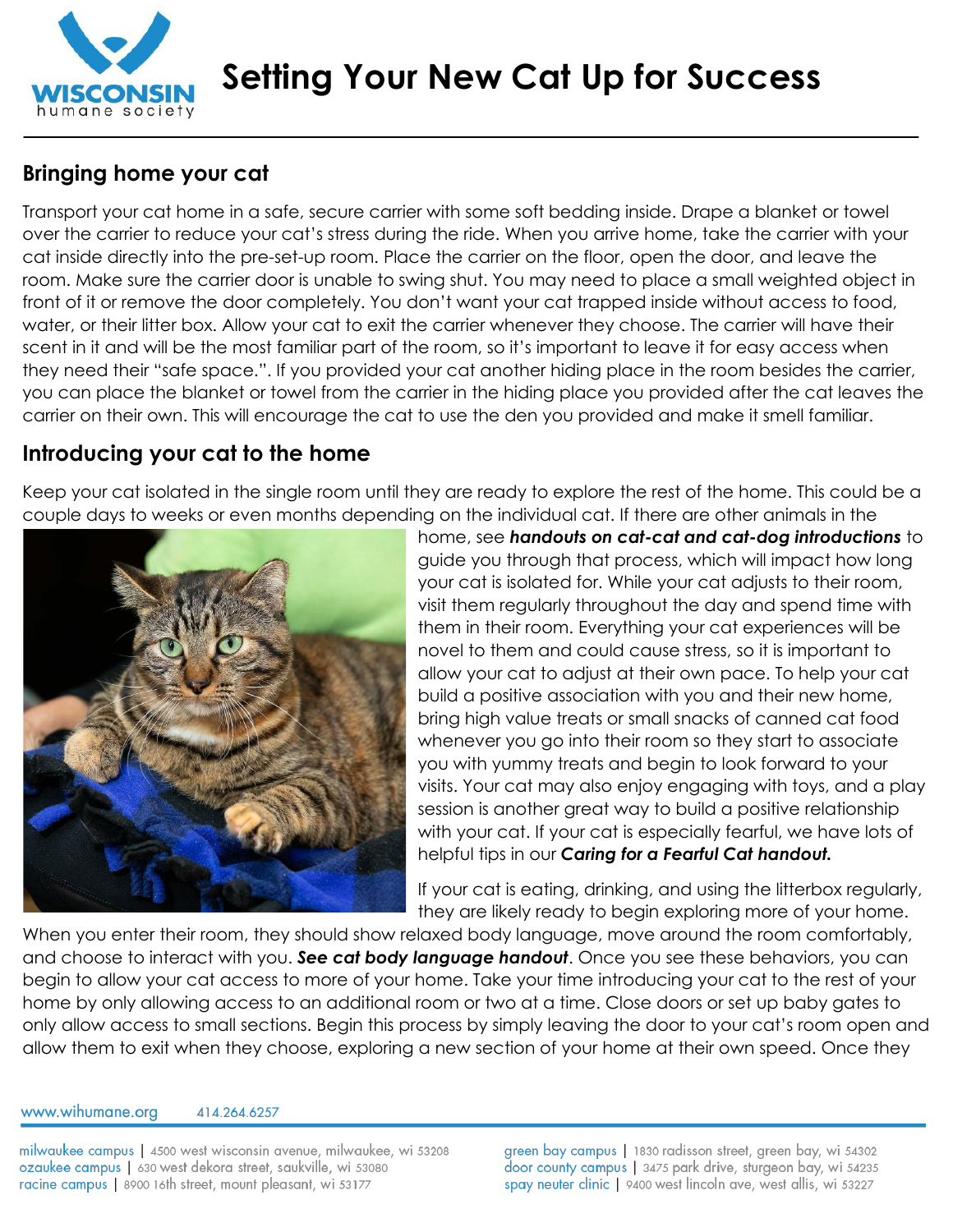# Setting Your New Cat Up for Success

## Bringing home your cat

Transport your cat home in a safe, secure carrier with some soft bedding inside. Drape a blanket or towel over the carrier to reduce your cat's stress during the ride. When you arrive home, take the carrier with your cat inside directly into the pre-set-up room. Place the carrier on the floor, open the door, and leave the room. Make sure the carrier door is unable to swing shut. You may need to place a small weighted object in front of it or remove the door completely. You don't want your cat trapped inside without access to food, water, or their litter box. Allow your cat to exit the carrier whenever they choose. The carrier will have their scent in it and will be the most familiar part of the room, so it's important to leave it for easy access when they need their "safe space.". If you provided your cat another hiding place in the room besides the carrier, you can place the blanket or towel from the carrier in the hiding place you provided after the cat leaves the carrier on their own. This will encourage the cat to use the den you provided and make it smell familiar.

## Introducing your cat to the home

Keep your cat isolated in the single room until they are ready to explore the rest of the home. This could be a couple days to weeks or even months depending on the individual cat. If there are other animals in the home, see ***handouts on cat-cat and cat-dog introductions*** to guide you through that process, which will impact how long your cat is isolated for. While your cat adjusts to their room, visit them regularly throughout the day and spend time with them in their room. Everything your cat experiences will be novel to them and could cause stress, so it is important to allow your cat to adjust at their own pace. To help your cat build a positive association with you and their new home, bring high value treats or small snacks of canned cat food whenever you go into their room so they start to associate you with yummy treats and begin to look forward to your visits. Your cat may also enjoy engaging with toys, and a play session is another great way to build a positive relationship with your cat. If your cat is especially fearful, we have lots of helpful tips in our ***Caring for a Fearful Cat handout.***

If your cat is eating, drinking, and using the litterbox regularly, they are likely ready to begin exploring more of your home. When you enter their room, they should show relaxed body language, move around the room comfortably, and choose to interact with you. ***See cat body language handout***. Once you see these behaviors, you can begin to allow your cat access to more of your home. Take your time introducing your cat to the rest of your home by only allowing access to an additional room or two at a time. Close doors or set up baby gates to only allow access to small sections. Begin this process by simply leaving the door to your cat's room open and allow them to exit when they choose, exploring a new section of your home at their own speed. Once they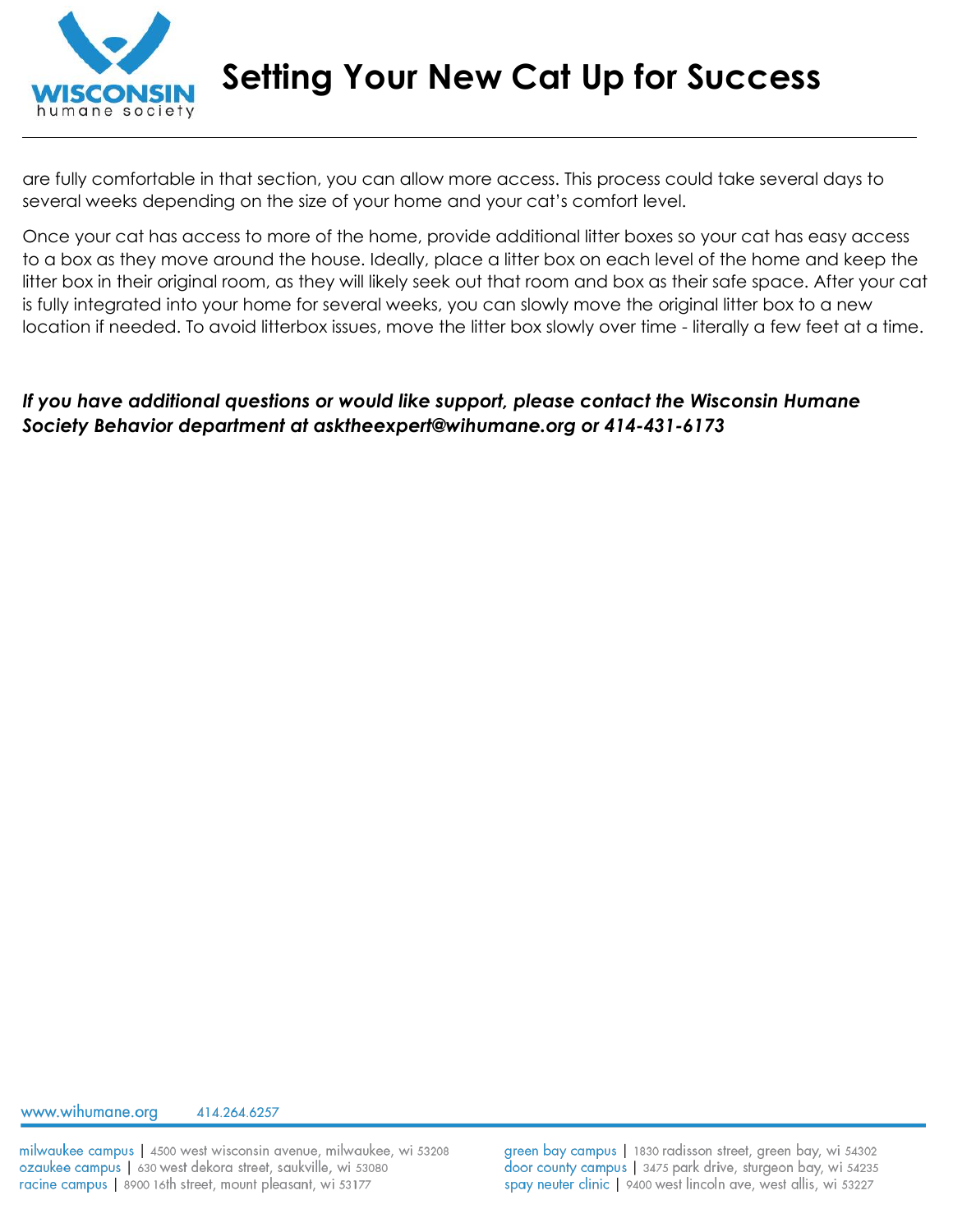are fully comfortable in that section, you can allow more access. This process could take several days to several weeks depending on the size of your home and your cat's comfort level.

Once your cat has access to more of the home, provide additional litter boxes so your cat has easy access to a box as they move around the house. Ideally, place a litter box on each level of the home and keep the litter box in their original room, as they will likely seek out that room and box as their safe space. After your cat is fully integrated into your home for several weeks, you can slowly move the original litter box to a new location if needed. To avoid litterbox issues, move the litter box slowly over time - literally a few feet at a time.

***If you have additional questions or would like support, please contact the Wisconsin Humane Society Behavior department at asktheexpert@wihumane.org or 414-431-6173***